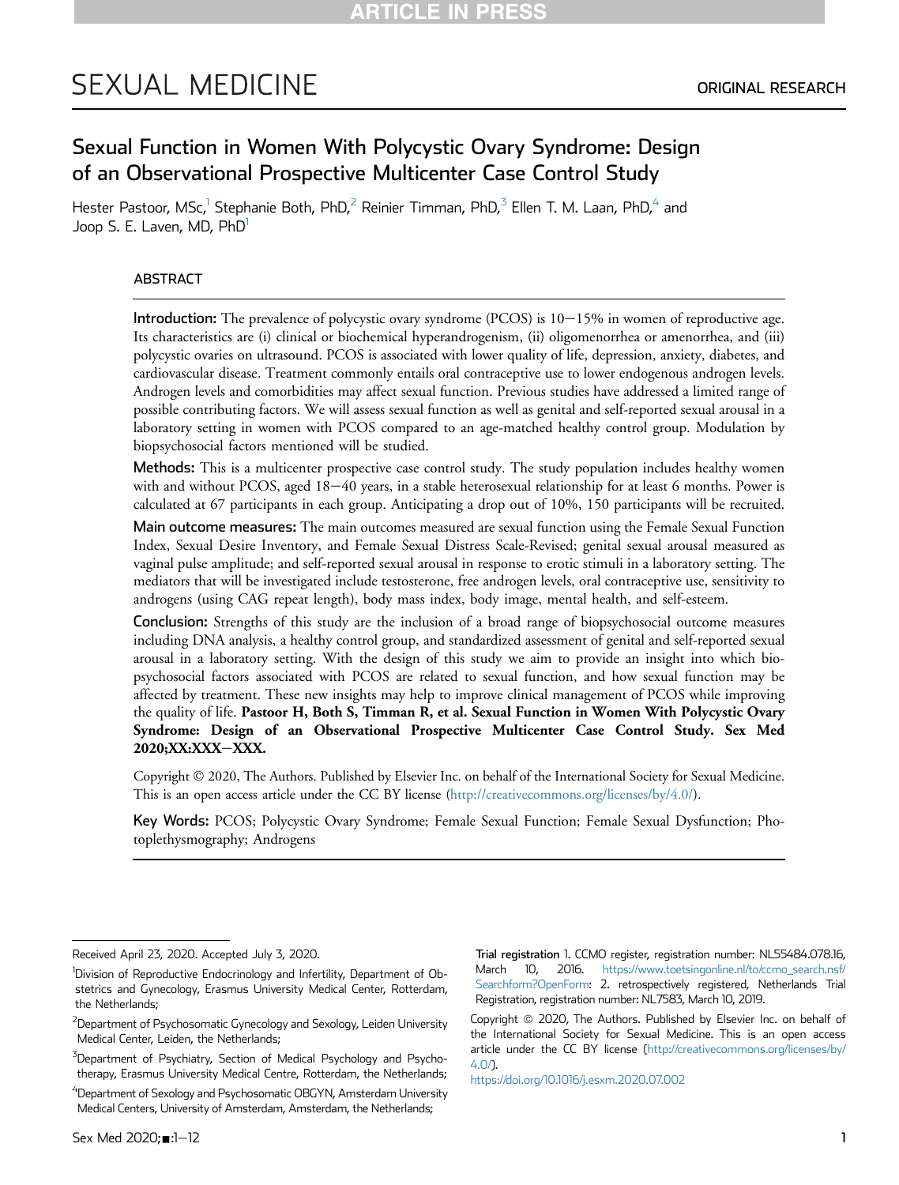# Sexual Function in Women With Polycystic Ovary Syndrome: Design of an Observational Prospective Multicenter Case Control Study

Hester Pastoor, MSc,[1] Stephanie Both, PhD,[2] Reinier Timman, PhD,[3] Ellen T. M. Laan, PhD,[4] and Joop S. E. Laven, MD, PhD[1]

## ABSTRACT

**Introduction:** The prevalence of polycystic ovary syndrome (PCOS) is 10−15% in women of reproductive age. Its characteristics are (i) clinical or biochemical hyperandrogenism, (ii) oligomenorrhea or amenorrhea, and (iii) polycystic ovaries on ultrasound. PCOS is associated with lower quality of life, depression, anxiety, diabetes, and cardiovascular disease. Treatment commonly entails oral contraceptive use to lower endogenous androgen levels. Androgen levels and comorbidities may affect sexual function. Previous studies have addressed a limited range of possible contributing factors. We will assess sexual function as well as genital and self-reported sexual arousal in a laboratory setting in women with PCOS compared to an age-matched healthy control group. Modulation by biopsychosocial factors mentioned will be studied.

**Methods:** This is a multicenter prospective case control study. The study population includes healthy women with and without PCOS, aged 18−40 years, in a stable heterosexual relationship for at least 6 months. Power is calculated at 67 participants in each group. Anticipating a drop out of 10%, 150 participants will be recruited.

**Main outcome measures:** The main outcomes measured are sexual function using the Female Sexual Function Index, Sexual Desire Inventory, and Female Sexual Distress Scale-Revised; genital sexual arousal measured as vaginal pulse amplitude; and self-reported sexual arousal in response to erotic stimuli in a laboratory setting. The mediators that will be investigated include testosterone, free androgen levels, oral contraceptive use, sensitivity to androgens (using CAG repeat length), body mass index, body image, mental health, and self-esteem.

**Conclusion:** Strengths of this study are the inclusion of a broad range of biopsychosocial outcome measures including DNA analysis, a healthy control group, and standardized assessment of genital and self-reported sexual arousal in a laboratory setting. With the design of this study we aim to provide an insight into which biopsychosocial factors associated with PCOS are related to sexual function, and how sexual function may be affected by treatment. These new insights may help to improve clinical management of PCOS while improving the quality of life. **Pastoor H, Both S, Timman R, et al. Sexual Function in Women With Polycystic Ovary Syndrome: Design of an Observational Prospective Multicenter Case Control Study. Sex Med 2020;XX:XXX−XXX.**

Copyright © 2020, The Authors. Published by Elsevier Inc. on behalf of the International Society for Sexual Medicine. This is an open access article under the CC BY license (http://creativecommons.org/licenses/by/4.0/).

**Key Words:** PCOS; Polycystic Ovary Syndrome; Female Sexual Function; Female Sexual Dysfunction; Photoplethysmography; Androgens

---

Received April 23, 2020. Accepted July 3, 2020.

[1]Division of Reproductive Endocrinology and Infertility, Department of Obstetrics and Gynecology, Erasmus University Medical Center, Rotterdam, the Netherlands;

[2]Department of Psychosomatic Gynecology and Sexology, Leiden University Medical Center, Leiden, the Netherlands;

[3]Department of Psychiatry, Section of Medical Psychology and Psychotherapy, Erasmus University Medical Centre, Rotterdam, the Netherlands;

[4]Department of Sexology and Psychosomatic OBGYN, Amsterdam University Medical Centers, University of Amsterdam, Amsterdam, the Netherlands;

Trial registration 1. CCMO register, registration number: NL55484.078.16, March 10, 2016. https://www.toetsingonline.nl/to/ccmo_search.nsf/Searchform?OpenForm: 2. retrospectively registered, Netherlands Trial Registration, registration number: NL7583, March 10, 2019.

Copyright © 2020, The Authors. Published by Elsevier Inc. on behalf of the International Society for Sexual Medicine. This is an open access article under the CC BY license (http://creativecommons.org/licenses/by/4.0/).

https://doi.org/10.1016/j.esxm.2020.07.002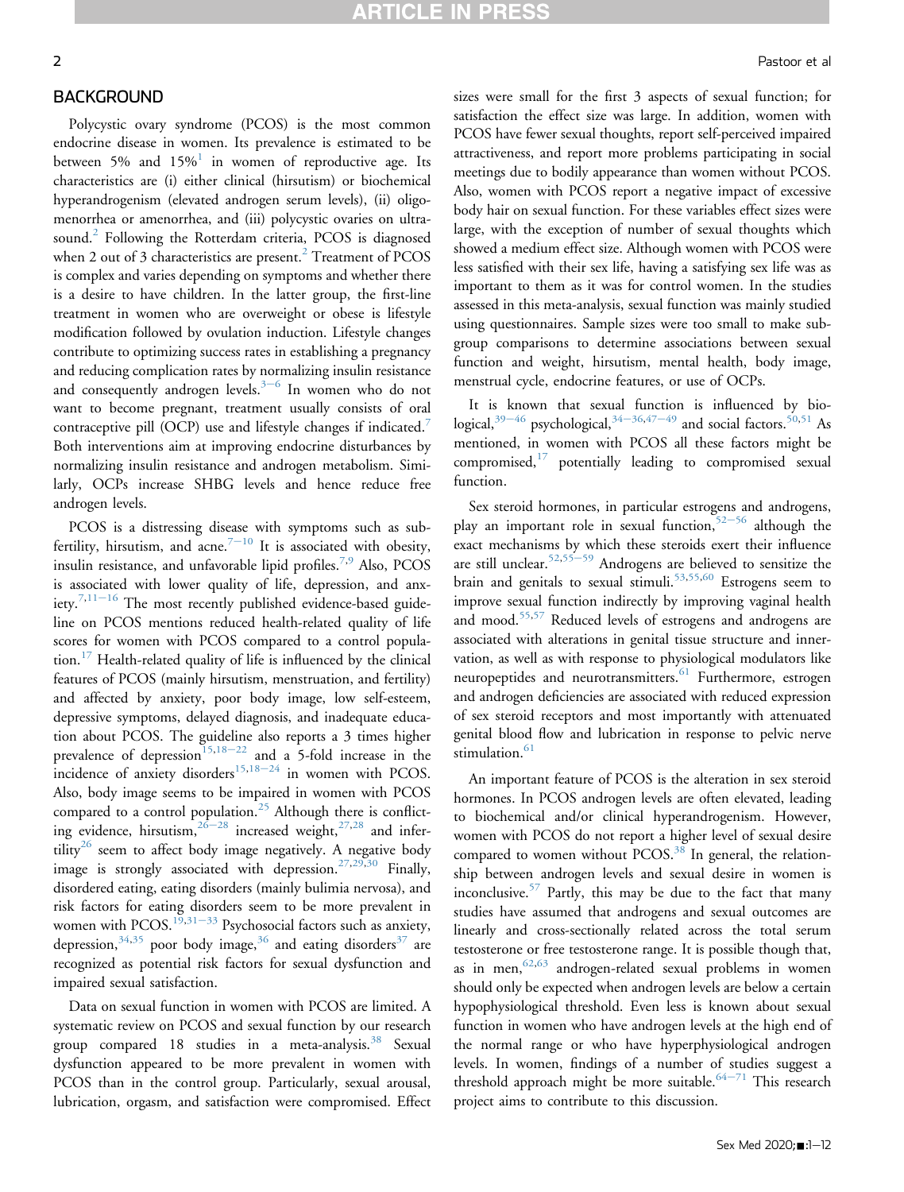## BACKGROUND

Polycystic ovary syndrome (PCOS) is the most common endocrine disease in women. Its prevalence is estimated to be between 5% and 15%[1] in women of reproductive age. Its characteristics are (i) either clinical (hirsutism) or biochemical hyperandrogenism (elevated androgen serum levels), (ii) oligomenorrhea or amenorrhea, and (iii) polycystic ovaries on ultrasound.[2] Following the Rotterdam criteria, PCOS is diagnosed when 2 out of 3 characteristics are present.[2] Treatment of PCOS is complex and varies depending on symptoms and whether there is a desire to have children. In the latter group, the first-line treatment in women who are overweight or obese is lifestyle modification followed by ovulation induction. Lifestyle changes contribute to optimizing success rates in establishing a pregnancy and reducing complication rates by normalizing insulin resistance and consequently androgen levels.[3−6] In women who do not want to become pregnant, treatment usually consists of oral contraceptive pill (OCP) use and lifestyle changes if indicated.[7] Both interventions aim at improving endocrine disturbances by normalizing insulin resistance and androgen metabolism. Similarly, OCPs increase SHBG levels and hence reduce free androgen levels.

PCOS is a distressing disease with symptoms such as subfertility, hirsutism, and acne.[7−10] It is associated with obesity, insulin resistance, and unfavorable lipid profiles.[7,9] Also, PCOS is associated with lower quality of life, depression, and anxiety.[7,11−16] The most recently published evidence-based guideline on PCOS mentions reduced health-related quality of life scores for women with PCOS compared to a control population.[17] Health-related quality of life is influenced by the clinical features of PCOS (mainly hirsutism, menstruation, and fertility) and affected by anxiety, poor body image, low self-esteem, depressive symptoms, delayed diagnosis, and inadequate education about PCOS. The guideline also reports a 3 times higher prevalence of depression[15,18−22] and a 5-fold increase in the incidence of anxiety disorders[15,18−24] in women with PCOS. Also, body image seems to be impaired in women with PCOS compared to a control population.[25] Although there is conflicting evidence, hirsutism,[26−28] increased weight,[27,28] and infertility[26] seem to affect body image negatively. A negative body image is strongly associated with depression.[27,29,30] Finally, disordered eating, eating disorders (mainly bulimia nervosa), and risk factors for eating disorders seem to be more prevalent in women with PCOS.[19,31−33] Psychosocial factors such as anxiety, depression,[34,35] poor body image,[36] and eating disorders[37] are recognized as potential risk factors for sexual dysfunction and impaired sexual satisfaction.

Data on sexual function in women with PCOS are limited. A systematic review on PCOS and sexual function by our research group compared 18 studies in a meta-analysis.[38] Sexual dysfunction appeared to be more prevalent in women with PCOS than in the control group. Particularly, sexual arousal, lubrication, orgasm, and satisfaction were compromised. Effect sizes were small for the first 3 aspects of sexual function; for satisfaction the effect size was large. In addition, women with PCOS have fewer sexual thoughts, report self-perceived impaired attractiveness, and report more problems participating in social meetings due to bodily appearance than women without PCOS. Also, women with PCOS report a negative impact of excessive body hair on sexual function. For these variables effect sizes were large, with the exception of number of sexual thoughts which showed a medium effect size. Although women with PCOS were less satisfied with their sex life, having a satisfying sex life was as important to them as it was for control women. In the studies assessed in this meta-analysis, sexual function was mainly studied using questionnaires. Sample sizes were too small to make subgroup comparisons to determine associations between sexual function and weight, hirsutism, mental health, body image, menstrual cycle, endocrine features, or use of OCPs.

It is known that sexual function is influenced by biological,[39−46] psychological,[34−36,47−49] and social factors.[50,51] As mentioned, in women with PCOS all these factors might be compromised,[17] potentially leading to compromised sexual function.

Sex steroid hormones, in particular estrogens and androgens, play an important role in sexual function,[52−56] although the exact mechanisms by which these steroids exert their influence are still unclear.[52,55−59] Androgens are believed to sensitize the brain and genitals to sexual stimuli.[53,55,60] Estrogens seem to improve sexual function indirectly by improving vaginal health and mood.[55,57] Reduced levels of estrogens and androgens are associated with alterations in genital tissue structure and innervation, as well as with response to physiological modulators like neuropeptides and neurotransmitters.[61] Furthermore, estrogen and androgen deficiencies are associated with reduced expression of sex steroid receptors and most importantly with attenuated genital blood flow and lubrication in response to pelvic nerve stimulation.[61]

An important feature of PCOS is the alteration in sex steroid hormones. In PCOS androgen levels are often elevated, leading to biochemical and/or clinical hyperandrogenism. However, women with PCOS do not report a higher level of sexual desire compared to women without PCOS.[38] In general, the relationship between androgen levels and sexual desire in women is inconclusive.[57] Partly, this may be due to the fact that many studies have assumed that androgens and sexual outcomes are linearly and cross-sectionally related across the total serum testosterone or free testosterone range. It is possible though that, as in men,[62,63] androgen-related sexual problems in women should only be expected when androgen levels are below a certain hypophysiological threshold. Even less is known about sexual function in women who have androgen levels at the high end of the normal range or who have hyperphysiological androgen levels. In women, findings of a number of studies suggest a threshold approach might be more suitable.[64−71] This research project aims to contribute to this discussion.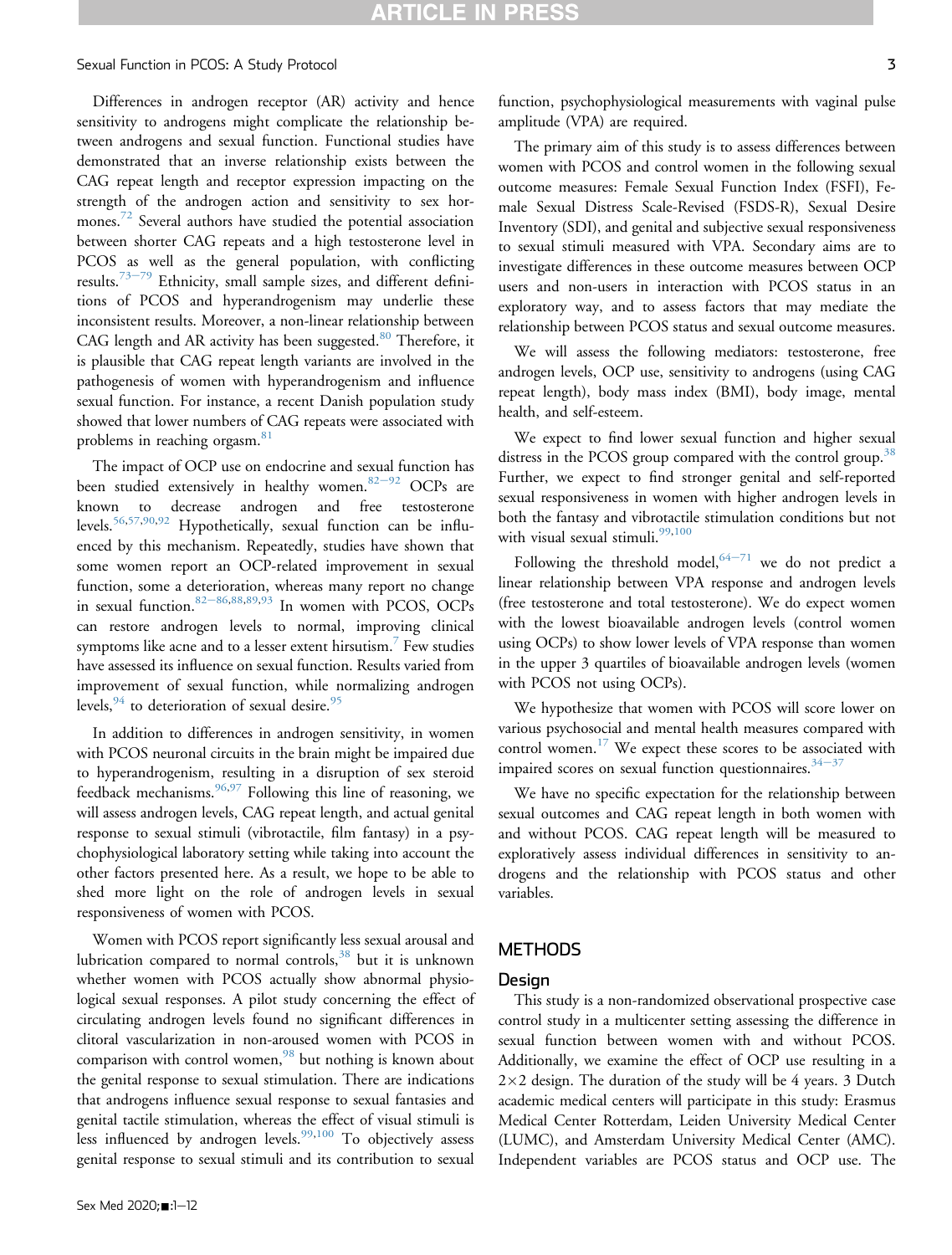Differences in androgen receptor (AR) activity and hence sensitivity to androgens might complicate the relationship between androgens and sexual function. Functional studies have demonstrated that an inverse relationship exists between the CAG repeat length and receptor expression impacting on the strength of the androgen action and sensitivity to sex hormones.[72] Several authors have studied the potential association between shorter CAG repeats and a high testosterone level in PCOS as well as the general population, with conflicting results.[73–79] Ethnicity, small sample sizes, and different definitions of PCOS and hyperandrogenism may underlie these inconsistent results. Moreover, a non-linear relationship between CAG length and AR activity has been suggested.[80] Therefore, it is plausible that CAG repeat length variants are involved in the pathogenesis of women with hyperandrogenism and influence sexual function. For instance, a recent Danish population study showed that lower numbers of CAG repeats were associated with problems in reaching orgasm.[81]

The impact of OCP use on endocrine and sexual function has been studied extensively in healthy women.[82–92] OCPs are known to decrease androgen and free testosterone levels.[56,57,90,92] Hypothetically, sexual function can be influenced by this mechanism. Repeatedly, studies have shown that some women report an OCP-related improvement in sexual function, some a deterioration, whereas many report no change in sexual function.[82–86,88,89,93] In women with PCOS, OCPs can restore androgen levels to normal, improving clinical symptoms like acne and to a lesser extent hirsutism.[7] Few studies have assessed its influence on sexual function. Results varied from improvement of sexual function, while normalizing androgen levels,[94] to deterioration of sexual desire.[95]

In addition to differences in androgen sensitivity, in women with PCOS neuronal circuits in the brain might be impaired due to hyperandrogenism, resulting in a disruption of sex steroid feedback mechanisms.[96,97] Following this line of reasoning, we will assess androgen levels, CAG repeat length, and actual genital response to sexual stimuli (vibrotactile, film fantasy) in a psychophysiological laboratory setting while taking into account the other factors presented here. As a result, we hope to be able to shed more light on the role of androgen levels in sexual responsiveness of women with PCOS.

Women with PCOS report significantly less sexual arousal and lubrication compared to normal controls,[38] but it is unknown whether women with PCOS actually show abnormal physiological sexual responses. A pilot study concerning the effect of circulating androgen levels found no significant differences in clitoral vascularization in non-aroused women with PCOS in comparison with control women,[98] but nothing is known about the genital response to sexual stimulation. There are indications that androgens influence sexual response to sexual fantasies and genital tactile stimulation, whereas the effect of visual stimuli is less influenced by androgen levels.[99,100] To objectively assess genital response to sexual stimuli and its contribution to sexual function, psychophysiological measurements with vaginal pulse amplitude (VPA) are required.

The primary aim of this study is to assess differences between women with PCOS and control women in the following sexual outcome measures: Female Sexual Function Index (FSFI), Female Sexual Distress Scale-Revised (FSDS-R), Sexual Desire Inventory (SDI), and genital and subjective sexual responsiveness to sexual stimuli measured with VPA. Secondary aims are to investigate differences in these outcome measures between OCP users and non-users in interaction with PCOS status in an exploratory way, and to assess factors that may mediate the relationship between PCOS status and sexual outcome measures.

We will assess the following mediators: testosterone, free androgen levels, OCP use, sensitivity to androgens (using CAG repeat length), body mass index (BMI), body image, mental health, and self-esteem.

We expect to find lower sexual function and higher sexual distress in the PCOS group compared with the control group.[38] Further, we expect to find stronger genital and self-reported sexual responsiveness in women with higher androgen levels in both the fantasy and vibrotactile stimulation conditions but not with visual sexual stimuli.[99,100]

Following the threshold model,[64–71] we do not predict a linear relationship between VPA response and androgen levels (free testosterone and total testosterone). We do expect women with the lowest bioavailable androgen levels (control women using OCPs) to show lower levels of VPA response than women in the upper 3 quartiles of bioavailable androgen levels (women with PCOS not using OCPs).

We hypothesize that women with PCOS will score lower on various psychosocial and mental health measures compared with control women.[17] We expect these scores to be associated with impaired scores on sexual function questionnaires.[34–37]

We have no specific expectation for the relationship between sexual outcomes and CAG repeat length in both women with and without PCOS. CAG repeat length will be measured to exploratively assess individual differences in sensitivity to androgens and the relationship with PCOS status and other variables.

## METHODS

### Design

This study is a non-randomized observational prospective case control study in a multicenter setting assessing the difference in sexual function between women with and without PCOS. Additionally, we examine the effect of OCP use resulting in a $2 \times 2$ design. The duration of the study will be 4 years. 3 Dutch academic medical centers will participate in this study: Erasmus Medical Center Rotterdam, Leiden University Medical Center (LUMC), and Amsterdam University Medical Center (AMC). Independent variables are PCOS status and OCP use. The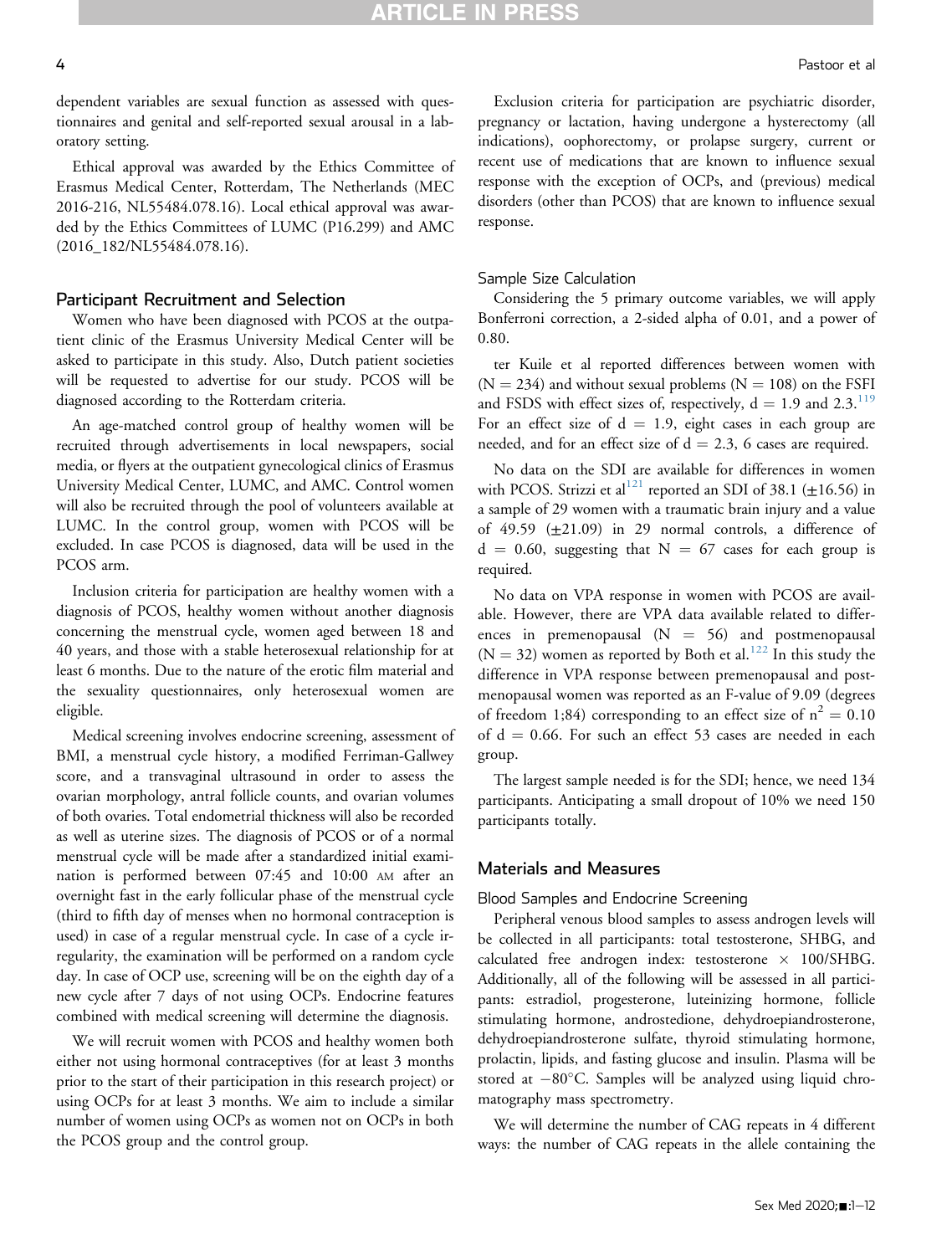dependent variables are sexual function as assessed with questionnaires and genital and self-reported sexual arousal in a laboratory setting.

Ethical approval was awarded by the Ethics Committee of Erasmus Medical Center, Rotterdam, The Netherlands (MEC 2016-216, NL55484.078.16). Local ethical approval was awarded by the Ethics Committees of LUMC (P16.299) and AMC (2016_182/NL55484.078.16).

## Participant Recruitment and Selection

Women who have been diagnosed with PCOS at the outpatient clinic of the Erasmus University Medical Center will be asked to participate in this study. Also, Dutch patient societies will be requested to advertise for our study. PCOS will be diagnosed according to the Rotterdam criteria.

An age-matched control group of healthy women will be recruited through advertisements in local newspapers, social media, or flyers at the outpatient gynecological clinics of Erasmus University Medical Center, LUMC, and AMC. Control women will also be recruited through the pool of volunteers available at LUMC. In the control group, women with PCOS will be excluded. In case PCOS is diagnosed, data will be used in the PCOS arm.

Inclusion criteria for participation are healthy women with a diagnosis of PCOS, healthy women without another diagnosis concerning the menstrual cycle, women aged between 18 and 40 years, and those with a stable heterosexual relationship for at least 6 months. Due to the nature of the erotic film material and the sexuality questionnaires, only heterosexual women are eligible.

Medical screening involves endocrine screening, assessment of BMI, a menstrual cycle history, a modified Ferriman-Gallwey score, and a transvaginal ultrasound in order to assess the ovarian morphology, antral follicle counts, and ovarian volumes of both ovaries. Total endometrial thickness will also be recorded as well as uterine sizes. The diagnosis of PCOS or of a normal menstrual cycle will be made after a standardized initial examination is performed between 07:45 and 10:00 AM after an overnight fast in the early follicular phase of the menstrual cycle (third to fifth day of menses when no hormonal contraception is used) in case of a regular menstrual cycle. In case of a cycle irregularity, the examination will be performed on a random cycle day. In case of OCP use, screening will be on the eighth day of a new cycle after 7 days of not using OCPs. Endocrine features combined with medical screening will determine the diagnosis.

We will recruit women with PCOS and healthy women both either not using hormonal contraceptives (for at least 3 months prior to the start of their participation in this research project) or using OCPs for at least 3 months. We aim to include a similar number of women using OCPs as women not on OCPs in both the PCOS group and the control group.

Exclusion criteria for participation are psychiatric disorder, pregnancy or lactation, having undergone a hysterectomy (all indications), oophorectomy, or prolapse surgery, current or recent use of medications that are known to influence sexual response with the exception of OCPs, and (previous) medical disorders (other than PCOS) that are known to influence sexual response.

### Sample Size Calculation

Considering the 5 primary outcome variables, we will apply Bonferroni correction, a 2-sided alpha of 0.01, and a power of 0.80.

ter Kuile et al reported differences between women with ($N = 234$) and without sexual problems ($N = 108$) on the FSFI and FSDS with effect sizes of, respectively, $d = 1.9$ and 2.3.[119] For an effect size of $d = 1.9$, eight cases in each group are needed, and for an effect size of $d = 2.3$, 6 cases are required.

No data on the SDI are available for differences in women with PCOS. Strizzi et al[121] reported an SDI of 38.1 ($\pm$16.56) in a sample of 29 women with a traumatic brain injury and a value of 49.59 ($\pm$21.09) in 29 normal controls, a difference of $d = 0.60$, suggesting that $N = 67$ cases for each group is required.

No data on VPA response in women with PCOS are available. However, there are VPA data available related to differences in premenopausal ($N = 56$) and postmenopausal ($N = 32$) women as reported by Both et al.[122] In this study the difference in VPA response between premenopausal and postmenopausal women was reported as an F-value of 9.09 (degrees of freedom 1;84) corresponding to an effect size of $n^2 = 0.10$ of $d = 0.66$. For such an effect 53 cases are needed in each group.

The largest sample needed is for the SDI; hence, we need 134 participants. Anticipating a small dropout of 10% we need 150 participants totally.

## Materials and Measures

### Blood Samples and Endocrine Screening

Peripheral venous blood samples to assess androgen levels will be collected in all participants: total testosterone, SHBG, and calculated free androgen index: testosterone $\times$ 100/SHBG. Additionally, all of the following will be assessed in all participants: estradiol, progesterone, luteinizing hormone, follicle stimulating hormone, androstedione, dehydroepiandrosterone, dehydroepiandrosterone sulfate, thyroid stimulating hormone, prolactin, lipids, and fasting glucose and insulin. Plasma will be stored at $-80°C$. Samples will be analyzed using liquid chromatography mass spectrometry.

We will determine the number of CAG repeats in 4 different ways: the number of CAG repeats in the allele containing the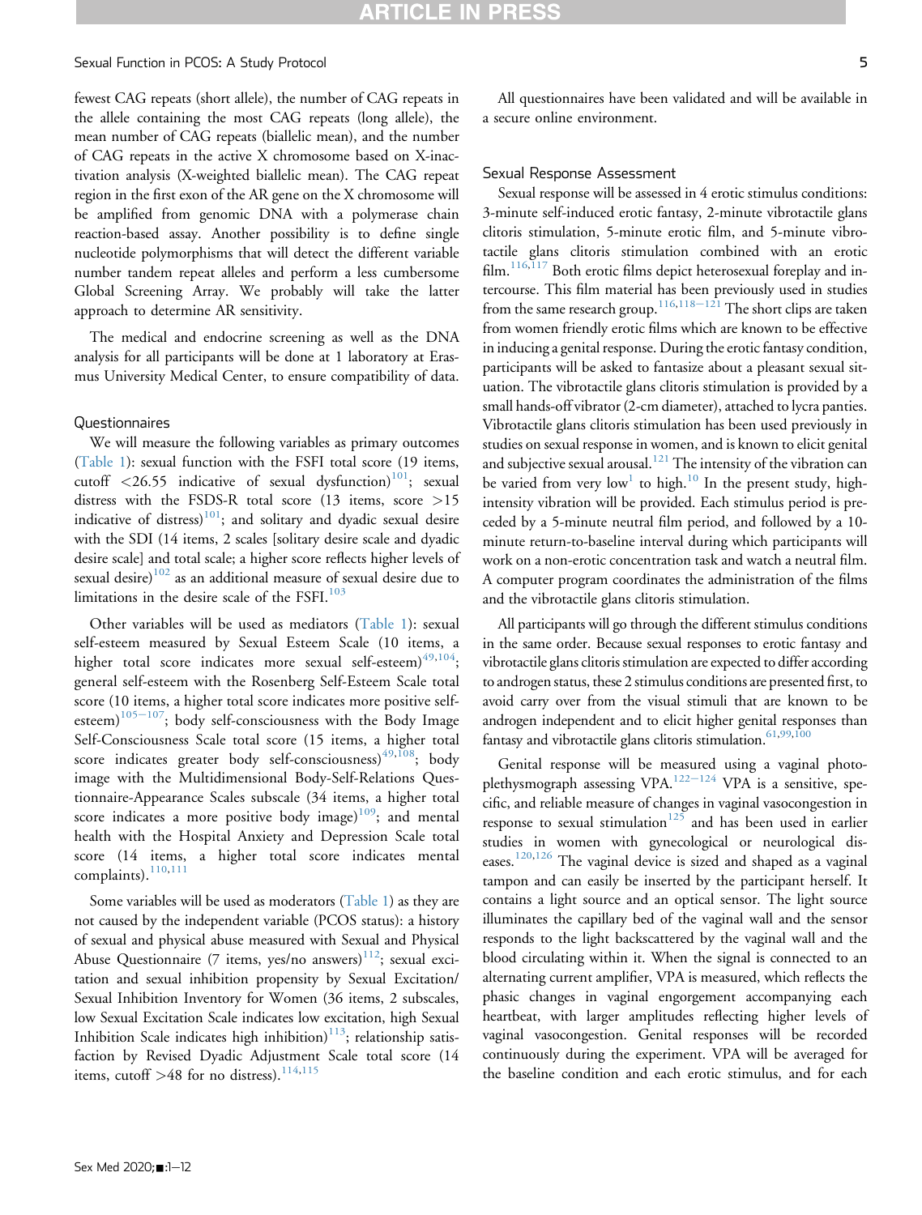fewest CAG repeats (short allele), the number of CAG repeats in the allele containing the most CAG repeats (long allele), the mean number of CAG repeats (biallelic mean), and the number of CAG repeats in the active X chromosome based on X-inactivation analysis (X-weighted biallelic mean). The CAG repeat region in the first exon of the AR gene on the X chromosome will be amplified from genomic DNA with a polymerase chain reaction-based assay. Another possibility is to define single nucleotide polymorphisms that will detect the different variable number tandem repeat alleles and perform a less cumbersome Global Screening Array. We probably will take the latter approach to determine AR sensitivity.

The medical and endocrine screening as well as the DNA analysis for all participants will be done at 1 laboratory at Erasmus University Medical Center, to ensure compatibility of data.

### Questionnaires

We will measure the following variables as primary outcomes (Table 1): sexual function with the FSFI total score (19 items, cutoff <26.55 indicative of sexual dysfunction)[101]; sexual distress with the FSDS-R total score (13 items, score >15 indicative of distress)[101]; and solitary and dyadic sexual desire with the SDI (14 items, 2 scales [solitary desire scale and dyadic desire scale] and total scale; a higher score reflects higher levels of sexual desire)[102] as an additional measure of sexual desire due to limitations in the desire scale of the FSFI.[103]

Other variables will be used as mediators (Table 1): sexual self-esteem measured by Sexual Esteem Scale (10 items, a higher total score indicates more sexual self-esteem)[49,104]; general self-esteem with the Rosenberg Self-Esteem Scale total score (10 items, a higher total score indicates more positive self-esteem)[105–107]; body self-consciousness with the Body Image Self-Consciousness Scale total score (15 items, a higher total score indicates greater body self-consciousness)[49,108]; body image with the Multidimensional Body-Self-Relations Questionnaire-Appearance Scales subscale (34 items, a higher total score indicates a more positive body image)[109]; and mental health with the Hospital Anxiety and Depression Scale total score (14 items, a higher total score indicates mental complaints).[110,111]

Some variables will be used as moderators (Table 1) as they are not caused by the independent variable (PCOS status): a history of sexual and physical abuse measured with Sexual and Physical Abuse Questionnaire (7 items, yes/no answers)[112]; sexual excitation and sexual inhibition propensity by Sexual Excitation/Sexual Inhibition Inventory for Women (36 items, 2 subscales, low Sexual Excitation Scale indicates low excitation, high Sexual Inhibition Scale indicates high inhibition)[113]; relationship satisfaction by Revised Dyadic Adjustment Scale total score (14 items, cutoff >48 for no distress).[114,115]

All questionnaires have been validated and will be available in a secure online environment.

### Sexual Response Assessment

Sexual response will be assessed in 4 erotic stimulus conditions: 3-minute self-induced erotic fantasy, 2-minute vibrotactile glans clitoris stimulation, 5-minute erotic film, and 5-minute vibrotactile glans clitoris stimulation combined with an erotic film.[116,117] Both erotic films depict heterosexual foreplay and intercourse. This film material has been previously used in studies from the same research group.[116,118–121] The short clips are taken from women friendly erotic films which are known to be effective in inducing a genital response. During the erotic fantasy condition, participants will be asked to fantasize about a pleasant sexual situation. The vibrotactile glans clitoris stimulation is provided by a small hands-off vibrator (2-cm diameter), attached to lycra panties. Vibrotactile glans clitoris stimulation has been used previously in studies on sexual response in women, and is known to elicit genital and subjective sexual arousal.[121] The intensity of the vibration can be varied from very low[1] to high.[10] In the present study, high-intensity vibration will be provided. Each stimulus period is preceded by a 5-minute neutral film period, and followed by a 10-minute return-to-baseline interval during which participants will work on a non-erotic concentration task and watch a neutral film. A computer program coordinates the administration of the films and the vibrotactile glans clitoris stimulation.

All participants will go through the different stimulus conditions in the same order. Because sexual responses to erotic fantasy and vibrotactile glans clitoris stimulation are expected to differ according to androgen status, these 2 stimulus conditions are presented first, to avoid carry over from the visual stimuli that are known to be androgen independent and to elicit higher genital responses than fantasy and vibrotactile glans clitoris stimulation.[61,99,100]

Genital response will be measured using a vaginal photoplethysmograph assessing VPA.[122–124] VPA is a sensitive, specific, and reliable measure of changes in vaginal vasocongestion in response to sexual stimulation[125] and has been used in earlier studies in women with gynecological or neurological diseases.[120,126] The vaginal device is sized and shaped as a vaginal tampon and can easily be inserted by the participant herself. It contains a light source and an optical sensor. The light source illuminates the capillary bed of the vaginal wall and the sensor responds to the light backscattered by the vaginal wall and the blood circulating within it. When the signal is connected to an alternating current amplifier, VPA is measured, which reflects the phasic changes in vaginal engorgement accompanying each heartbeat, with larger amplitudes reflecting higher levels of vaginal vasocongestion. Genital responses will be recorded continuously during the experiment. VPA will be averaged for the baseline condition and each erotic stimulus, and for each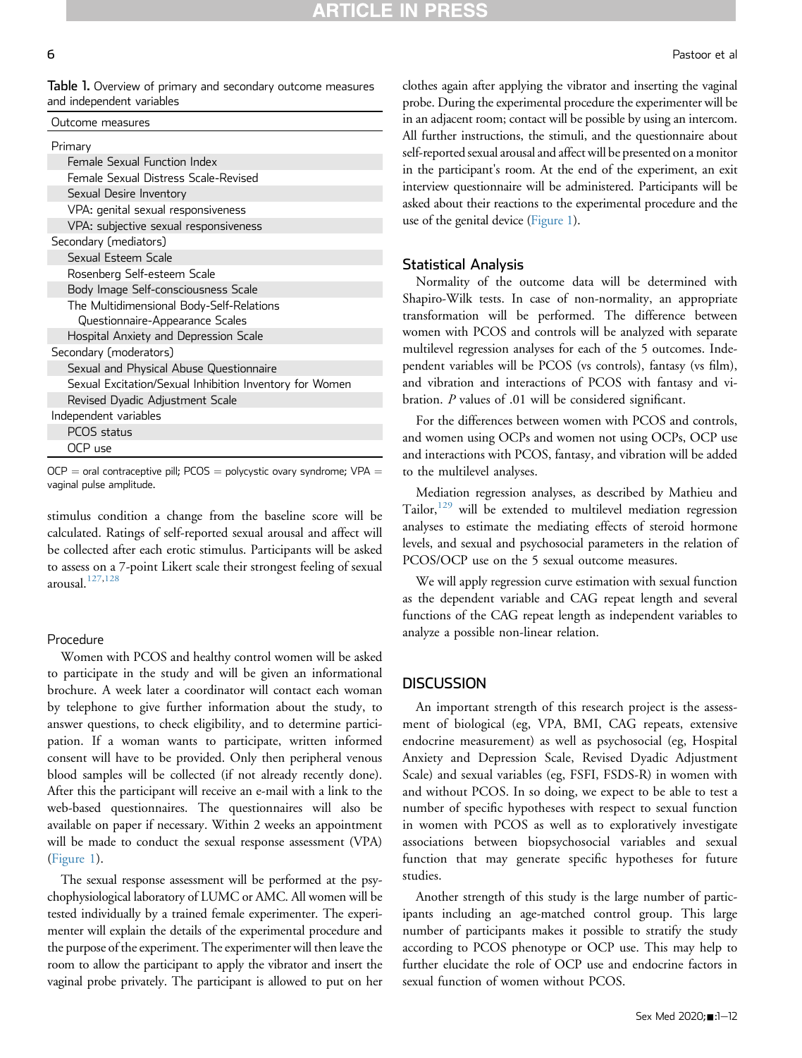**Table 1.** Overview of primary and secondary outcome measures and independent variables

| Outcome measures |
| --- |
| Primary |
| Female Sexual Function Index |
| Female Sexual Distress Scale-Revised |
| Sexual Desire Inventory |
| VPA: genital sexual responsiveness |
| VPA: subjective sexual responsiveness |
| Secondary (mediators) |
| Sexual Esteem Scale |
| Rosenberg Self-esteem Scale |
| Body Image Self-consciousness Scale |
| The Multidimensional Body-Self-Relations Questionnaire-Appearance Scales |
| Hospital Anxiety and Depression Scale |
| Secondary (moderators) |
| Sexual and Physical Abuse Questionnaire |
| Sexual Excitation/Sexual Inhibition Inventory for Women |
| Revised Dyadic Adjustment Scale |
| Independent variables |
| PCOS status |
| OCP use |

OCP = oral contraceptive pill; PCOS = polycystic ovary syndrome; VPA = vaginal pulse amplitude.

stimulus condition a change from the baseline score will be calculated. Ratings of self-reported sexual arousal and affect will be collected after each erotic stimulus. Participants will be asked to assess on a 7-point Likert scale their strongest feeling of sexual arousal.[127,128]

### Procedure

Women with PCOS and healthy control women will be asked to participate in the study and will be given an informational brochure. A week later a coordinator will contact each woman by telephone to give further information about the study, to answer questions, to check eligibility, and to determine participation. If a woman wants to participate, written informed consent will have to be provided. Only then peripheral venous blood samples will be collected (if not already recently done). After this the participant will receive an e-mail with a link to the web-based questionnaires. The questionnaires will also be available on paper if necessary. Within 2 weeks an appointment will be made to conduct the sexual response assessment (VPA) (Figure 1).

The sexual response assessment will be performed at the psychophysiological laboratory of LUMC or AMC. All women will be tested individually by a trained female experimenter. The experimenter will explain the details of the experimental procedure and the purpose of the experiment. The experimenter will then leave the room to allow the participant to apply the vibrator and insert the vaginal probe privately. The participant is allowed to put on her clothes again after applying the vibrator and inserting the vaginal probe. During the experimental procedure the experimenter will be in an adjacent room; contact will be possible by using an intercom. All further instructions, the stimuli, and the questionnaire about self-reported sexual arousal and affect will be presented on a monitor in the participant's room. At the end of the experiment, an exit interview questionnaire will be administered. Participants will be asked about their reactions to the experimental procedure and the use of the genital device (Figure 1).

### Statistical Analysis

Normality of the outcome data will be determined with Shapiro-Wilk tests. In case of non-normality, an appropriate transformation will be performed. The difference between women with PCOS and controls will be analyzed with separate multilevel regression analyses for each of the 5 outcomes. Independent variables will be PCOS (vs controls), fantasy (vs film), and vibration and interactions of PCOS with fantasy and vibration. *P* values of .01 will be considered significant.

For the differences between women with PCOS and controls, and women using OCPs and women not using OCPs, OCP use and interactions with PCOS, fantasy, and vibration will be added to the multilevel analyses.

Mediation regression analyses, as described by Mathieu and Tailor,[129] will be extended to multilevel mediation regression analyses to estimate the mediating effects of steroid hormone levels, and sexual and psychosocial parameters in the relation of PCOS/OCP use on the 5 sexual outcome measures.

We will apply regression curve estimation with sexual function as the dependent variable and CAG repeat length and several functions of the CAG repeat length as independent variables to analyze a possible non-linear relation.

## DISCUSSION

An important strength of this research project is the assessment of biological (eg, VPA, BMI, CAG repeats, extensive endocrine measurement) as well as psychosocial (eg, Hospital Anxiety and Depression Scale, Revised Dyadic Adjustment Scale) and sexual variables (eg, FSFI, FSDS-R) in women with and without PCOS. In so doing, we expect to be able to test a number of specific hypotheses with respect to sexual function in women with PCOS as well as to exploratively investigate associations between biopsychosocial variables and sexual function that may generate specific hypotheses for future studies.

Another strength of this study is the large number of participants including an age-matched control group. This large number of participants makes it possible to stratify the study according to PCOS phenotype or OCP use. This may help to further elucidate the role of OCP use and endocrine factors in sexual function of women without PCOS.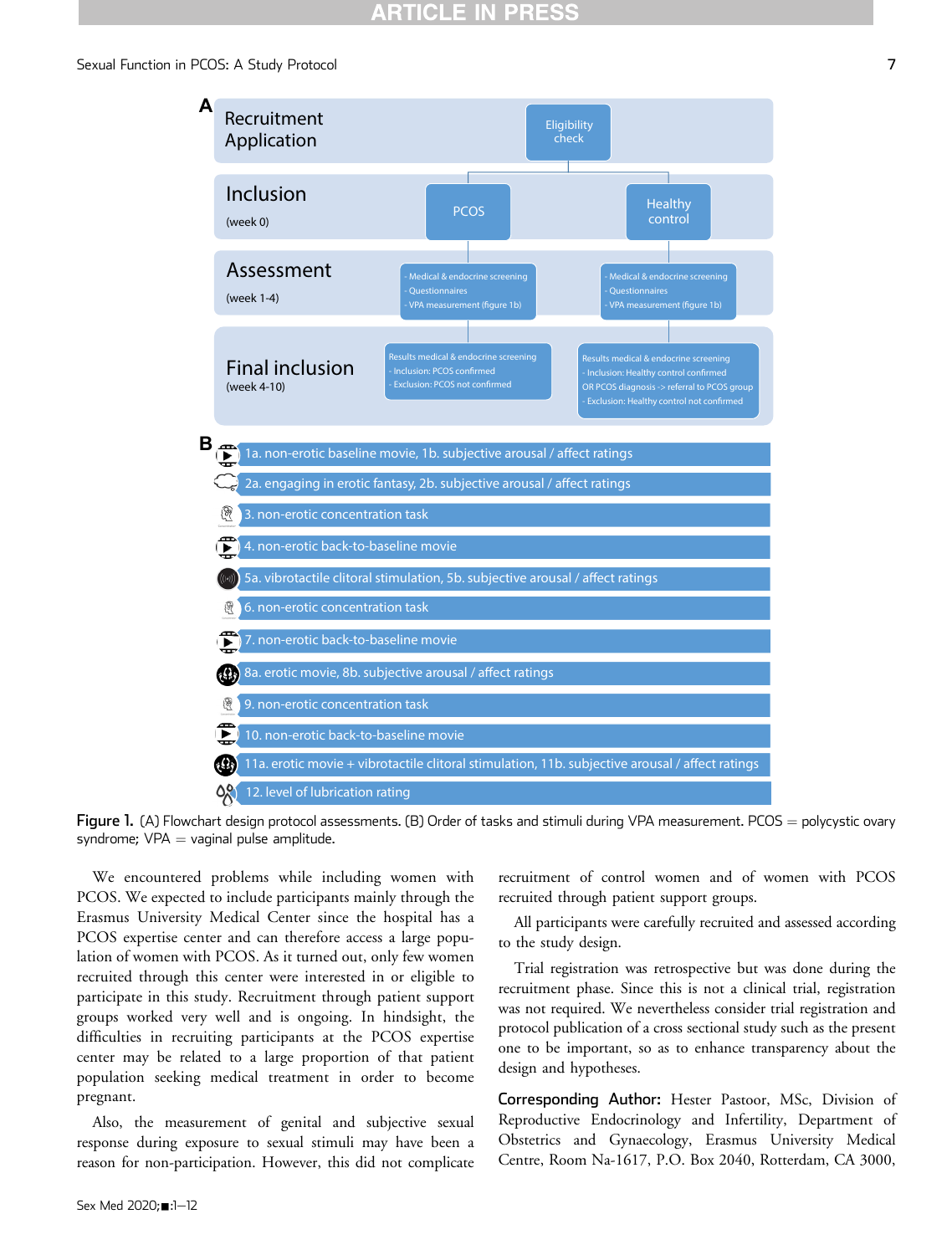Figure 1. (A) Flowchart design protocol assessments. (B) Order of tasks and stimuli during VPA measurement. PCOS = polycystic ovary syndrome; VPA = vaginal pulse amplitude.

We encountered problems while including women with PCOS. We expected to include participants mainly through the Erasmus University Medical Center since the hospital has a PCOS expertise center and can therefore access a large population of women with PCOS. As it turned out, only few women recruited through this center were interested in or eligible to participate in this study. Recruitment through patient support groups worked very well and is ongoing. In hindsight, the difficulties in recruiting participants at the PCOS expertise center may be related to a large proportion of that patient population seeking medical treatment in order to become pregnant.

Also, the measurement of genital and subjective sexual response during exposure to sexual stimuli may have been a reason for non-participation. However, this did not complicate recruitment of control women and of women with PCOS recruited through patient support groups.

All participants were carefully recruited and assessed according to the study design.

Trial registration was retrospective but was done during the recruitment phase. Since this is not a clinical trial, registration was not required. We nevertheless consider trial registration and protocol publication of a cross sectional study such as the present one to be important, so as to enhance transparency about the design and hypotheses.

**Corresponding Author:** Hester Pastoor, MSc, Division of Reproductive Endocrinology and Infertility, Department of Obstetrics and Gynaecology, Erasmus University Medical Centre, Room Na-1617, P.O. Box 2040, Rotterdam, CA 3000,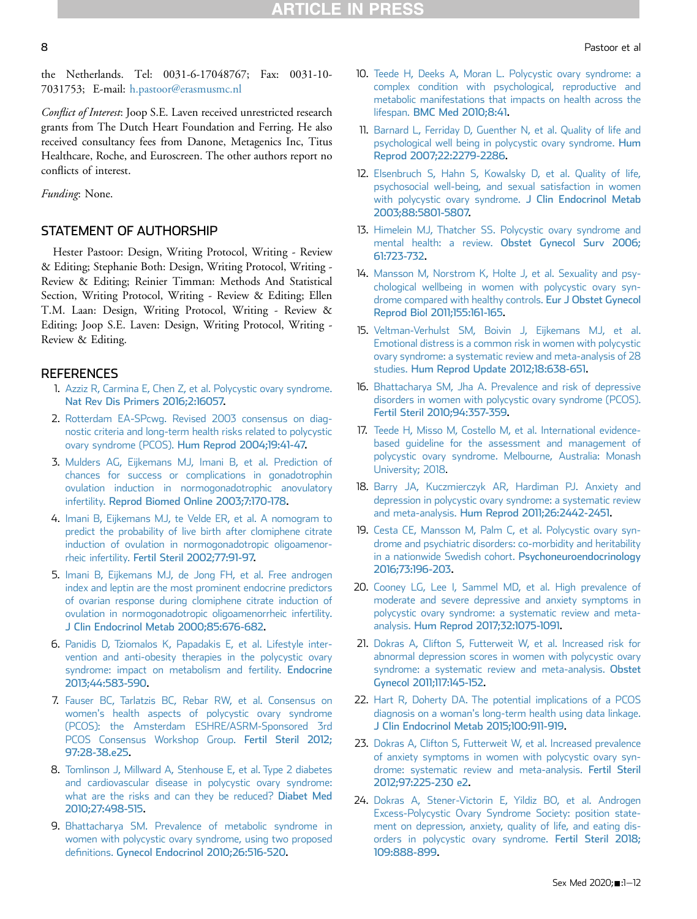the Netherlands. Tel: 0031-6-17048767; Fax: 0031-10-7031753; E-mail: h.pastoor@erasmusmc.nl

*Conflict of Interest*: Joop S.E. Laven received unrestricted research grants from The Dutch Heart Foundation and Ferring. He also received consultancy fees from Danone, Metagenics Inc, Titus Healthcare, Roche, and Euroscreen. The other authors report no conflicts of interest.

*Funding*: None.

## STATEMENT OF AUTHORSHIP

Hester Pastoor: Design, Writing Protocol, Writing - Review & Editing; Stephanie Both: Design, Writing Protocol, Writing - Review & Editing; Reinier Timman: Methods And Statistical Section, Writing Protocol, Writing - Review & Editing; Ellen T.M. Laan: Design, Writing Protocol, Writing - Review & Editing; Joop S.E. Laven: Design, Writing Protocol, Writing - Review & Editing.

## REFERENCES

1. Azziz R, Carmina E, Chen Z, et al. Polycystic ovary syndrome. Nat Rev Dis Primers 2016;2:16057.
2. Rotterdam EA-SPcwg. Revised 2003 consensus on diagnostic criteria and long-term health risks related to polycystic ovary syndrome (PCOS). Hum Reprod 2004;19:41-47.
3. Mulders AG, Eijkemans MJ, Imani B, et al. Prediction of chances for success or complications in gonadotrophin ovulation induction in normogonadotrophic anovulatory infertility. Reprod Biomed Online 2003;7:170-178.
4. Imani B, Eijkemans MJ, te Velde ER, et al. A nomogram to predict the probability of live birth after clomiphene citrate induction of ovulation in normogonadotropic oligoamenorrheic infertility. Fertil Steril 2002;77:91-97.
5. Imani B, Eijkemans MJ, de Jong FH, et al. Free androgen index and leptin are the most prominent endocrine predictors of ovarian response during clomiphene citrate induction of ovulation in normogonadotropic oligoamenorrheic infertility. J Clin Endocrinol Metab 2000;85:676-682.
6. Panidis D, Tziomalos K, Papadakis E, et al. Lifestyle intervention and anti-obesity therapies in the polycystic ovary syndrome: impact on metabolism and fertility. Endocrine 2013;44:583-590.
7. Fauser BC, Tarlatzis BC, Rebar RW, et al. Consensus on women's health aspects of polycystic ovary syndrome (PCOS): the Amsterdam ESHRE/ASRM-Sponsored 3rd PCOS Consensus Workshop Group. Fertil Steril 2012; 97:28-38.e25.
8. Tomlinson J, Millward A, Stenhouse E, et al. Type 2 diabetes and cardiovascular disease in polycystic ovary syndrome: what are the risks and can they be reduced? Diabet Med 2010;27:498-515.
9. Bhattacharya SM. Prevalence of metabolic syndrome in women with polycystic ovary syndrome, using two proposed definitions. Gynecol Endocrinol 2010;26:516-520.
10. Teede H, Deeks A, Moran L. Polycystic ovary syndrome: a complex condition with psychological, reproductive and metabolic manifestations that impacts on health across the lifespan. BMC Med 2010;8:41.
11. Barnard L, Ferriday D, Guenther N, et al. Quality of life and psychological well being in polycystic ovary syndrome. Hum Reprod 2007;22:2279-2286.
12. Elsenbruch S, Hahn S, Kowalsky D, et al. Quality of life, psychosocial well-being, and sexual satisfaction in women with polycystic ovary syndrome. J Clin Endocrinol Metab 2003;88:5801-5807.
13. Himelein MJ, Thatcher SS. Polycystic ovary syndrome and mental health: a review. Obstet Gynecol Surv 2006; 61:723-732.
14. Mansson M, Norstrom K, Holte J, et al. Sexuality and psychological wellbeing in women with polycystic ovary syndrome compared with healthy controls. Eur J Obstet Gynecol Reprod Biol 2011;155:161-165.
15. Veltman-Verhulst SM, Boivin J, Eijkemans MJ, et al. Emotional distress is a common risk in women with polycystic ovary syndrome: a systematic review and meta-analysis of 28 studies. Hum Reprod Update 2012;18:638-651.
16. Bhattacharya SM, Jha A. Prevalence and risk of depressive disorders in women with polycystic ovary syndrome (PCOS). Fertil Steril 2010;94:357-359.
17. Teede H, Misso M, Costello M, et al. International evidence-based guideline for the assessment and management of polycystic ovary syndrome. Melbourne, Australia: Monash University; 2018.
18. Barry JA, Kuczmierczyk AR, Hardiman PJ. Anxiety and depression in polycystic ovary syndrome: a systematic review and meta-analysis. Hum Reprod 2011;26:2442-2451.
19. Cesta CE, Mansson M, Palm C, et al. Polycystic ovary syndrome and psychiatric disorders: co-morbidity and heritability in a nationwide Swedish cohort. Psychoneuroendocrinology 2016;73:196-203.
20. Cooney LG, Lee I, Sammel MD, et al. High prevalence of moderate and severe depressive and anxiety symptoms in polycystic ovary syndrome: a systematic review and meta-analysis. Hum Reprod 2017;32:1075-1091.
21. Dokras A, Clifton S, Futterweit W, et al. Increased risk for abnormal depression scores in women with polycystic ovary syndrome: a systematic review and meta-analysis. Obstet Gynecol 2011;117:145-152.
22. Hart R, Doherty DA. The potential implications of a PCOS diagnosis on a woman's long-term health using data linkage. J Clin Endocrinol Metab 2015;100:911-919.
23. Dokras A, Clifton S, Futterweit W, et al. Increased prevalence of anxiety symptoms in women with polycystic ovary syndrome: systematic review and meta-analysis. Fertil Steril 2012;97:225-230 e2.
24. Dokras A, Stener-Victorin E, Yildiz BO, et al. Androgen Excess-Polycystic Ovary Syndrome Society: position statement on depression, anxiety, quality of life, and eating disorders in polycystic ovary syndrome. Fertil Steril 2018; 109:888-899.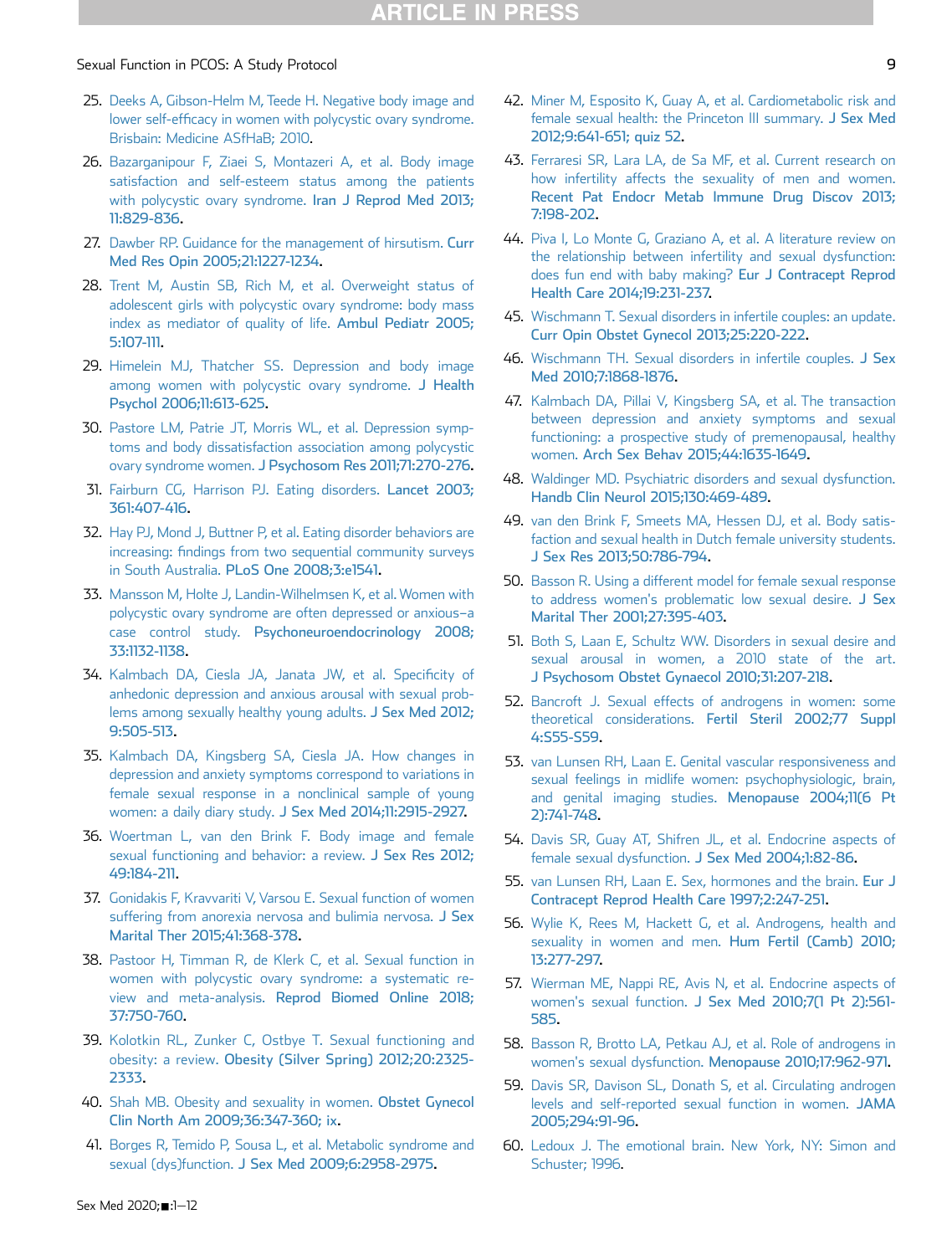25. Deeks A, Gibson-Helm M, Teede H. Negative body image and lower self-efficacy in women with polycystic ovary syndrome. Brisbain: Medicine ASfHaB; 2010.
26. Bazarganipour F, Ziaei S, Montazeri A, et al. Body image satisfaction and self-esteem status among the patients with polycystic ovary syndrome. Iran J Reprod Med 2013; 11:829-836.
27. Dawber RP. Guidance for the management of hirsutism. Curr Med Res Opin 2005;21:1227-1234.
28. Trent M, Austin SB, Rich M, et al. Overweight status of adolescent girls with polycystic ovary syndrome: body mass index as mediator of quality of life. Ambul Pediatr 2005; 5:107-111.
29. Himelein MJ, Thatcher SS. Depression and body image among women with polycystic ovary syndrome. J Health Psychol 2006;11:613-625.
30. Pastore LM, Patrie JT, Morris WL, et al. Depression symptoms and body dissatisfaction association among polycystic ovary syndrome women. J Psychosom Res 2011;71:270-276.
31. Fairburn CG, Harrison PJ. Eating disorders. Lancet 2003; 361:407-416.
32. Hay PJ, Mond J, Buttner P, et al. Eating disorder behaviors are increasing: findings from two sequential community surveys in South Australia. PLoS One 2008;3:e1541.
33. Mansson M, Holte J, Landin-Wilhelmsen K, et al. Women with polycystic ovary syndrome are often depressed or anxious–a case control study. Psychoneuroendocrinology 2008; 33:1132-1138.
34. Kalmbach DA, Ciesla JA, Janata JW, et al. Specificity of anhedonic depression and anxious arousal with sexual problems among sexually healthy young adults. J Sex Med 2012; 9:505-513.
35. Kalmbach DA, Kingsberg SA, Ciesla JA. How changes in depression and anxiety symptoms correspond to variations in female sexual response in a nonclinical sample of young women: a daily diary study. J Sex Med 2014;11:2915-2927.
36. Woertman L, van den Brink F. Body image and female sexual functioning and behavior: a review. J Sex Res 2012; 49:184-211.
37. Gonidakis F, Kravvariti V, Varsou E. Sexual function of women suffering from anorexia nervosa and bulimia nervosa. J Sex Marital Ther 2015;41:368-378.
38. Pastoor H, Timman R, de Klerk C, et al. Sexual function in women with polycystic ovary syndrome: a systematic review and meta-analysis. Reprod Biomed Online 2018; 37:750-760.
39. Kolotkin RL, Zunker C, Ostbye T. Sexual functioning and obesity: a review. Obesity (Silver Spring) 2012;20:2325-2333.
40. Shah MB. Obesity and sexuality in women. Obstet Gynecol Clin North Am 2009;36:347-360; ix.
41. Borges R, Temido P, Sousa L, et al. Metabolic syndrome and sexual (dys)function. J Sex Med 2009;6:2958-2975.
42. Miner M, Esposito K, Guay A, et al. Cardiometabolic risk and female sexual health: the Princeton III summary. J Sex Med 2012;9:641-651; quiz 52.
43. Ferraresi SR, Lara LA, de Sa MF, et al. Current research on how infertility affects the sexuality of men and women. Recent Pat Endocr Metab Immune Drug Discov 2013; 7:198-202.
44. Piva I, Lo Monte G, Graziano A, et al. A literature review on the relationship between infertility and sexual dysfunction: does fun end with baby making? Eur J Contracept Reprod Health Care 2014;19:231-237.
45. Wischmann T. Sexual disorders in infertile couples: an update. Curr Opin Obstet Gynecol 2013;25:220-222.
46. Wischmann TH. Sexual disorders in infertile couples. J Sex Med 2010;7:1868-1876.
47. Kalmbach DA, Pillai V, Kingsberg SA, et al. The transaction between depression and anxiety symptoms and sexual functioning: a prospective study of premenopausal, healthy women. Arch Sex Behav 2015;44:1635-1649.
48. Waldinger MD. Psychiatric disorders and sexual dysfunction. Handb Clin Neurol 2015;130:469-489.
49. van den Brink F, Smeets MA, Hessen DJ, et al. Body satisfaction and sexual health in Dutch female university students. J Sex Res 2013;50:786-794.
50. Basson R. Using a different model for female sexual response to address women's problematic low sexual desire. J Sex Marital Ther 2001;27:395-403.
51. Both S, Laan E, Schultz WW. Disorders in sexual desire and sexual arousal in women, a 2010 state of the art. J Psychosom Obstet Gynaecol 2010;31:207-218.
52. Bancroft J. Sexual effects of androgens in women: some theoretical considerations. Fertil Steril 2002;77 Suppl 4:S55-S59.
53. van Lunsen RH, Laan E. Genital vascular responsiveness and sexual feelings in midlife women: psychophysiologic, brain, and genital imaging studies. Menopause 2004;11(6 Pt 2):741-748.
54. Davis SR, Guay AT, Shifren JL, et al. Endocrine aspects of female sexual dysfunction. J Sex Med 2004;1:82-86.
55. van Lunsen RH, Laan E. Sex, hormones and the brain. Eur J Contracept Reprod Health Care 1997;2:247-251.
56. Wylie K, Rees M, Hackett G, et al. Androgens, health and sexuality in women and men. Hum Fertil (Camb) 2010; 13:277-297.
57. Wierman ME, Nappi RE, Avis N, et al. Endocrine aspects of women's sexual function. J Sex Med 2010;7(1 Pt 2):561-585.
58. Basson R, Brotto LA, Petkau AJ, et al. Role of androgens in women's sexual dysfunction. Menopause 2010;17:962-971.
59. Davis SR, Davison SL, Donath S, et al. Circulating androgen levels and self-reported sexual function in women. JAMA 2005;294:91-96.
60. Ledoux J. The emotional brain. New York, NY: Simon and Schuster; 1996.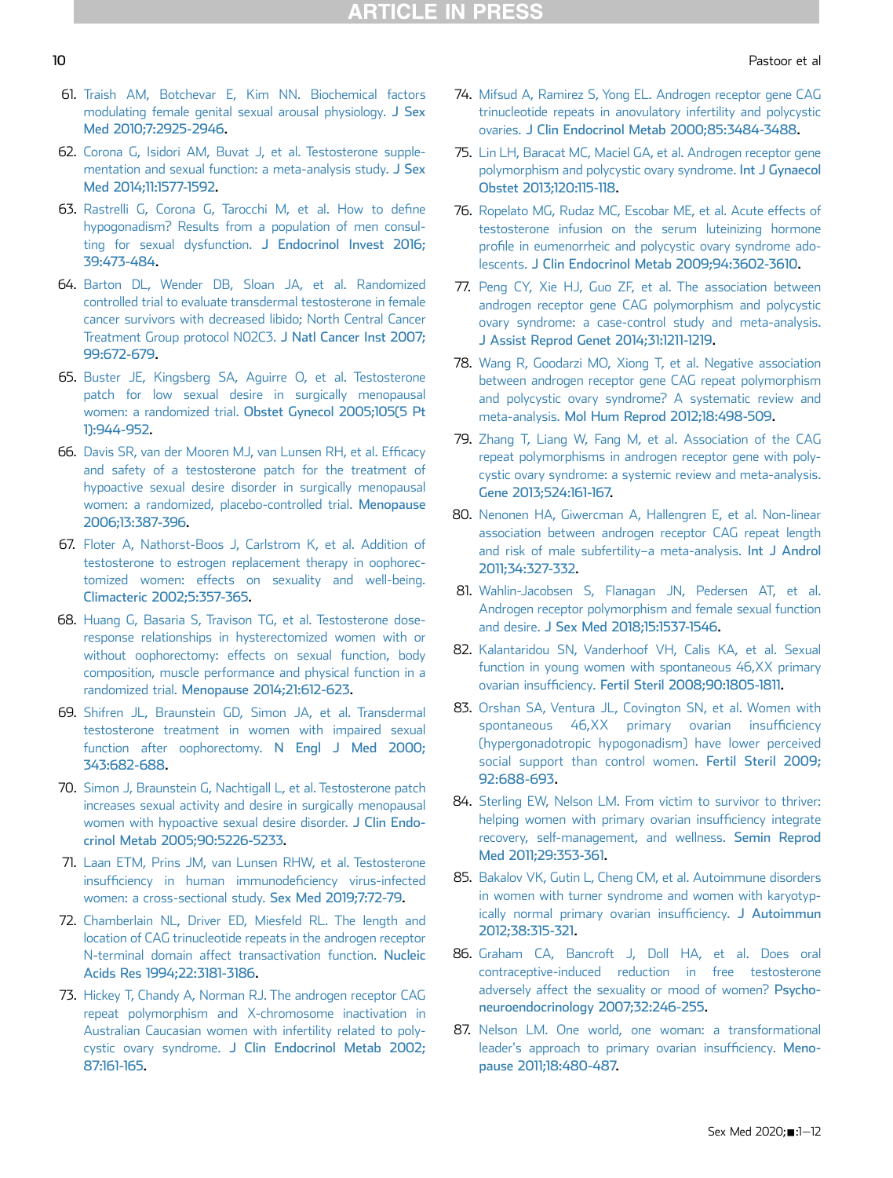61. Traish AM, Botchevar E, Kim NN. Biochemical factors modulating female genital sexual arousal physiology. J Sex Med 2010;7:2925-2946.
62. Corona G, Isidori AM, Buvat J, et al. Testosterone supplementation and sexual function: a meta-analysis study. J Sex Med 2014;11:1577-1592.
63. Rastrelli G, Corona G, Tarocchi M, et al. How to define hypogonadism? Results from a population of men consulting for sexual dysfunction. J Endocrinol Invest 2016; 39:473-484.
64. Barton DL, Wender DB, Sloan JA, et al. Randomized controlled trial to evaluate transdermal testosterone in female cancer survivors with decreased libido; North Central Cancer Treatment Group protocol N02C3. J Natl Cancer Inst 2007; 99:672-679.
65. Buster JE, Kingsberg SA, Aguirre O, et al. Testosterone patch for low sexual desire in surgically menopausal women: a randomized trial. Obstet Gynecol 2005;105(5 Pt 1):944-952.
66. Davis SR, van der Mooren MJ, van Lunsen RH, et al. Efficacy and safety of a testosterone patch for the treatment of hypoactive sexual desire disorder in surgically menopausal women: a randomized, placebo-controlled trial. Menopause 2006;13:387-396.
67. Floter A, Nathorst-Boos J, Carlstrom K, et al. Addition of testosterone to estrogen replacement therapy in oophorectomized women: effects on sexuality and well-being. Climacteric 2002;5:357-365.
68. Huang G, Basaria S, Travison TG, et al. Testosterone dose-response relationships in hysterectomized women with or without oophorectomy: effects on sexual function, body composition, muscle performance and physical function in a randomized trial. Menopause 2014;21:612-623.
69. Shifren JL, Braunstein GD, Simon JA, et al. Transdermal testosterone treatment in women with impaired sexual function after oophorectomy. N Engl J Med 2000; 343:682-688.
70. Simon J, Braunstein G, Nachtigall L, et al. Testosterone patch increases sexual activity and desire in surgically menopausal women with hypoactive sexual desire disorder. J Clin Endocrinol Metab 2005;90:5226-5233.
71. Laan ETM, Prins JM, van Lunsen RHW, et al. Testosterone insufficiency in human immunodeficiency virus-infected women: a cross-sectional study. Sex Med 2019;7:72-79.
72. Chamberlain NL, Driver ED, Miesfeld RL. The length and location of CAG trinucleotide repeats in the androgen receptor N-terminal domain affect transactivation function. Nucleic Acids Res 1994;22:3181-3186.
73. Hickey T, Chandy A, Norman RJ. The androgen receptor CAG repeat polymorphism and X-chromosome inactivation in Australian Caucasian women with infertility related to polycystic ovary syndrome. J Clin Endocrinol Metab 2002; 87:161-165.
74. Mifsud A, Ramirez S, Yong EL. Androgen receptor gene CAG trinucleotide repeats in anovulatory infertility and polycystic ovaries. J Clin Endocrinol Metab 2000;85:3484-3488.
75. Lin LH, Baracat MC, Maciel GA, et al. Androgen receptor gene polymorphism and polycystic ovary syndrome. Int J Gynaecol Obstet 2013;120:115-118.
76. Ropelato MG, Rudaz MC, Escobar ME, et al. Acute effects of testosterone infusion on the serum luteinizing hormone profile in eumenorrheic and polycystic ovary syndrome adolescents. J Clin Endocrinol Metab 2009;94:3602-3610.
77. Peng CY, Xie HJ, Guo ZF, et al. The association between androgen receptor gene CAG polymorphism and polycystic ovary syndrome: a case-control study and meta-analysis. J Assist Reprod Genet 2014;31:1211-1219.
78. Wang R, Goodarzi MO, Xiong T, et al. Negative association between androgen receptor gene CAG repeat polymorphism and polycystic ovary syndrome? A systematic review and meta-analysis. Mol Hum Reprod 2012;18:498-509.
79. Zhang T, Liang W, Fang M, et al. Association of the CAG repeat polymorphisms in androgen receptor gene with polycystic ovary syndrome: a systemic review and meta-analysis. Gene 2013;524:161-167.
80. Nenonen HA, Giwercman A, Hallengren E, et al. Non-linear association between androgen receptor CAG repeat length and risk of male subfertility–a meta-analysis. Int J Androl 2011;34:327-332.
81. Wahlin-Jacobsen S, Flanagan JN, Pedersen AT, et al. Androgen receptor polymorphism and female sexual function and desire. J Sex Med 2018;15:1537-1546.
82. Kalantaridou SN, Vanderhoof VH, Calis KA, et al. Sexual function in young women with spontaneous 46,XX primary ovarian insufficiency. Fertil Steril 2008;90:1805-1811.
83. Orshan SA, Ventura JL, Covington SN, et al. Women with spontaneous 46,XX primary ovarian insufficiency (hypergonadotropic hypogonadism) have lower perceived social support than control women. Fertil Steril 2009; 92:688-693.
84. Sterling EW, Nelson LM. From victim to survivor to thriver: helping women with primary ovarian insufficiency integrate recovery, self-management, and wellness. Semin Reprod Med 2011;29:353-361.
85. Bakalov VK, Gutin L, Cheng CM, et al. Autoimmune disorders in women with turner syndrome and women with karyotypically normal primary ovarian insufficiency. J Autoimmun 2012;38:315-321.
86. Graham CA, Bancroft J, Doll HA, et al. Does oral contraceptive-induced reduction in free testosterone adversely affect the sexuality or mood of women? Psychoneuroendocrinology 2007;32:246-255.
87. Nelson LM. One world, one woman: a transformational leader's approach to primary ovarian insufficiency. Menopause 2011;18:480-487.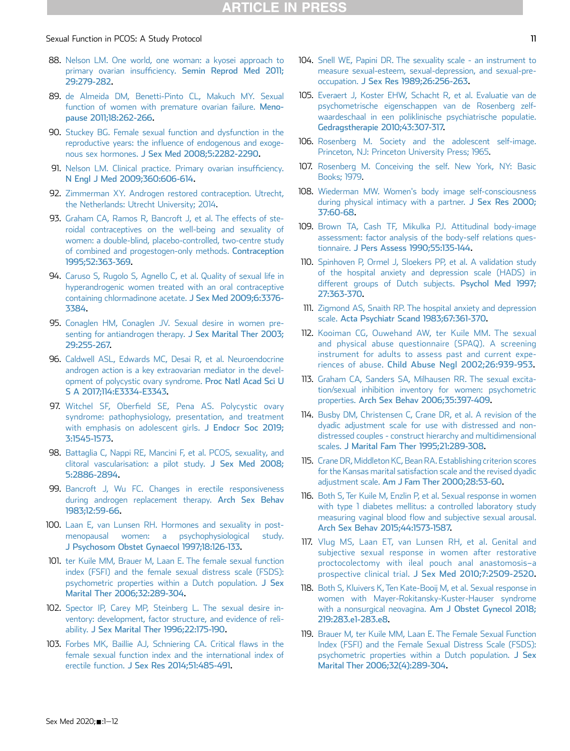88. Nelson LM. One world, one woman: a kyosei approach to primary ovarian insufficiency. Semin Reprod Med 2011; 29:279-282.
89. de Almeida DM, Benetti-Pinto CL, Makuch MY. Sexual function of women with premature ovarian failure. Menopause 2011;18:262-266.
90. Stuckey BG. Female sexual function and dysfunction in the reproductive years: the influence of endogenous and exogenous sex hormones. J Sex Med 2008;5:2282-2290.
91. Nelson LM. Clinical practice. Primary ovarian insufficiency. N Engl J Med 2009;360:606-614.
92. Zimmerman XY. Androgen restored contraception. Utrecht, the Netherlands: Utrecht University; 2014.
93. Graham CA, Ramos R, Bancroft J, et al. The effects of steroidal contraceptives on the well-being and sexuality of women: a double-blind, placebo-controlled, two-centre study of combined and progestogen-only methods. Contraception 1995;52:363-369.
94. Caruso S, Rugolo S, Agnello C, et al. Quality of sexual life in hyperandrogenic women treated with an oral contraceptive containing chlormadinone acetate. J Sex Med 2009;6:3376-3384.
95. Conaglen HM, Conaglen JV. Sexual desire in women presenting for antiandrogen therapy. J Sex Marital Ther 2003; 29:255-267.
96. Caldwell ASL, Edwards MC, Desai R, et al. Neuroendocrine androgen action is a key extraovarian mediator in the development of polycystic ovary syndrome. Proc Natl Acad Sci U S A 2017;114:E3334-E3343.
97. Witchel SF, Oberfield SE, Pena AS. Polycystic ovary syndrome: pathophysiology, presentation, and treatment with emphasis on adolescent girls. J Endocr Soc 2019; 3:1545-1573.
98. Battaglia C, Nappi RE, Mancini F, et al. PCOS, sexuality, and clitoral vascularisation: a pilot study. J Sex Med 2008; 5:2886-2894.
99. Bancroft J, Wu FC. Changes in erectile responsiveness during androgen replacement therapy. Arch Sex Behav 1983;12:59-66.
100. Laan E, van Lunsen RH. Hormones and sexuality in postmenopausal women: a psychophysiological study. J Psychosom Obstet Gynaecol 1997;18:126-133.
101. ter Kuile MM, Brauer M, Laan E. The female sexual function index (FSFI) and the female sexual distress scale (FSDS): psychometric properties within a Dutch population. J Sex Marital Ther 2006;32:289-304.
102. Spector IP, Carey MP, Steinberg L. The sexual desire inventory: development, factor structure, and evidence of reliability. J Sex Marital Ther 1996;22:175-190.
103. Forbes MK, Baillie AJ, Schniering CA. Critical flaws in the female sexual function index and the international index of erectile function. J Sex Res 2014;51:485-491.
104. Snell WE, Papini DR. The sexuality scale - an instrument to measure sexual-esteem, sexual-depression, and sexual-preoccupation. J Sex Res 1989;26:256-263.
105. Everaert J, Koster EHW, Schacht R, et al. Evaluatie van de psychometrische eigenschappen van de Rosenberg zelfwaardeschaal in een poliklinische psychiatrische populatie. Gedragstherapie 2010;43:307-317.
106. Rosenberg M. Society and the adolescent self-image. Princeton, NJ: Princeton University Press; 1965.
107. Rosenberg M. Conceiving the self. New York, NY: Basic Books; 1979.
108. Wiederman MW. Women's body image self-consciousness during physical intimacy with a partner. J Sex Res 2000; 37:60-68.
109. Brown TA, Cash TF, Mikulka PJ. Attitudinal body-image assessment: factor analysis of the body-self relations questionnaire. J Pers Assess 1990;55:135-144.
110. Spinhoven P, Ormel J, Sloekers PP, et al. A validation study of the hospital anxiety and depression scale (HADS) in different groups of Dutch subjects. Psychol Med 1997; 27:363-370.
111. Zigmond AS, Snaith RP. The hospital anxiety and depression scale. Acta Psychiatr Scand 1983;67:361-370.
112. Kooiman CG, Ouwehand AW, ter Kuile MM. The sexual and physical abuse questionnaire (SPAQ). A screening instrument for adults to assess past and current experiences of abuse. Child Abuse Negl 2002;26:939-953.
113. Graham CA, Sanders SA, Milhausen RR. The sexual excitation/sexual inhibition inventory for women: psychometric properties. Arch Sex Behav 2006;35:397-409.
114. Busby DM, Christensen C, Crane DR, et al. A revision of the dyadic adjustment scale for use with distressed and non-distressed couples - construct hierarchy and multidimensional scales. J Marital Fam Ther 1995;21:289-308.
115. Crane DR, Middleton KC, Bean RA. Establishing criterion scores for the Kansas marital satisfaction scale and the revised dyadic adjustment scale. Am J Fam Ther 2000;28:53-60.
116. Both S, Ter Kuile M, Enzlin P, et al. Sexual response in women with type 1 diabetes mellitus: a controlled laboratory study measuring vaginal blood flow and subjective sexual arousal. Arch Sex Behav 2015;44:1573-1587.
117. Vlug MS, Laan ET, van Lunsen RH, et al. Genital and subjective sexual response in women after restorative proctocolectomy with ileal pouch anal anastomosis–a prospective clinical trial. J Sex Med 2010;7:2509-2520.
118. Both S, Kluivers K, Ten Kate-Booij M, et al. Sexual response in women with Mayer-Rokitansky-Kuster-Hauser syndrome with a nonsurgical neovagina. Am J Obstet Gynecol 2018; 219:283.e1-283.e8.
119. Brauer M, ter Kuile MM, Laan E. The Female Sexual Function Index (FSFI) and the Female Sexual Distress Scale (FSDS): psychometric properties within a Dutch population. J Sex Marital Ther 2006;32(4):289-304.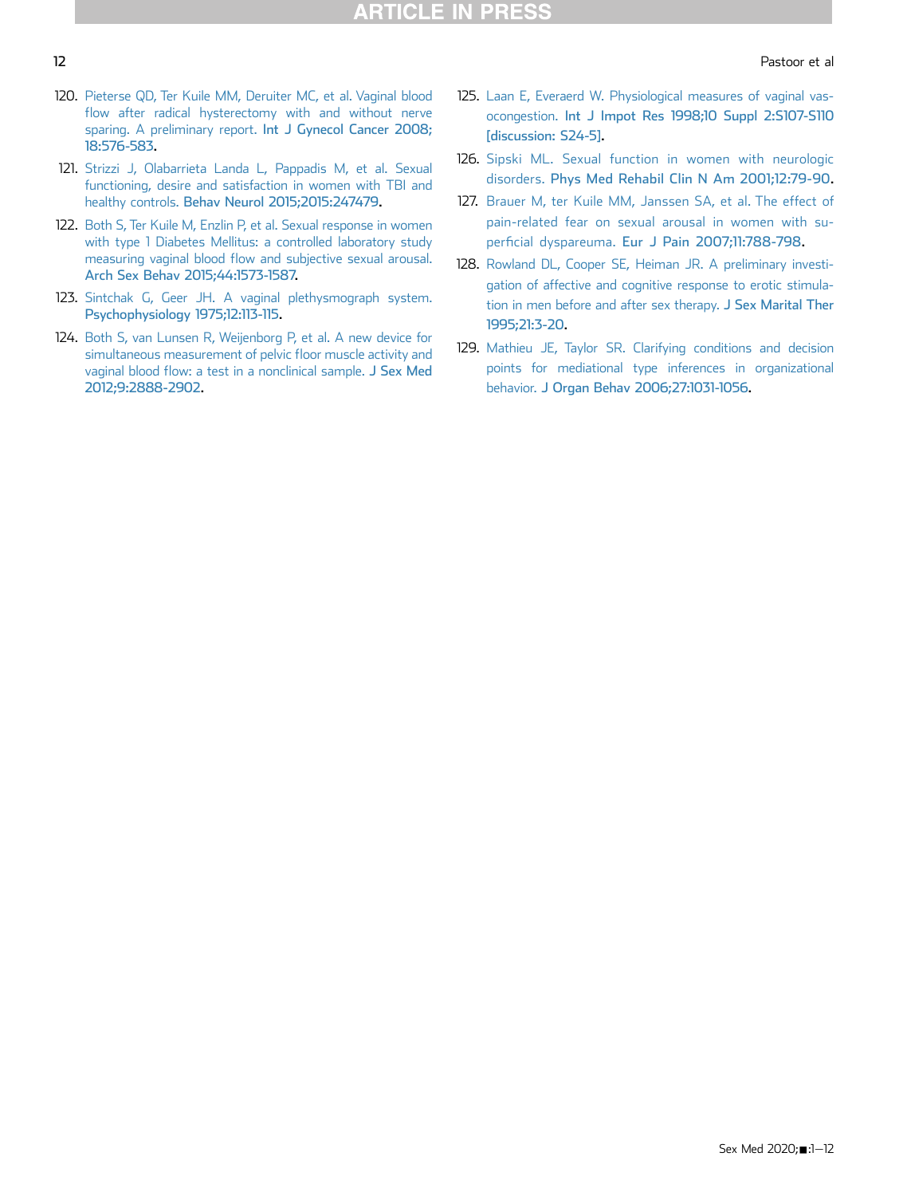120. Pieterse QD, Ter Kuile MM, Deruiter MC, et al. Vaginal blood flow after radical hysterectomy with and without nerve sparing. A preliminary report. Int J Gynecol Cancer 2008;18:576-583.
121. Strizzi J, Olabarrieta Landa L, Pappadis M, et al. Sexual functioning, desire and satisfaction in women with TBI and healthy controls. Behav Neurol 2015;2015:247479.
122. Both S, Ter Kuile M, Enzlin P, et al. Sexual response in women with type 1 Diabetes Mellitus: a controlled laboratory study measuring vaginal blood flow and subjective sexual arousal. Arch Sex Behav 2015;44:1573-1587.
123. Sintchak G, Geer JH. A vaginal plethysmograph system. Psychophysiology 1975;12:113-115.
124. Both S, van Lunsen R, Weijenborg P, et al. A new device for simultaneous measurement of pelvic floor muscle activity and vaginal blood flow: a test in a nonclinical sample. J Sex Med 2012;9:2888-2902.
125. Laan E, Everaerd W. Physiological measures of vaginal vasocongestion. Int J Impot Res 1998;10 Suppl 2:S107-S110 [discussion: S24-5].
126. Sipski ML. Sexual function in women with neurologic disorders. Phys Med Rehabil Clin N Am 2001;12:79-90.
127. Brauer M, ter Kuile MM, Janssen SA, et al. The effect of pain-related fear on sexual arousal in women with superficial dyspareuma. Eur J Pain 2007;11:788-798.
128. Rowland DL, Cooper SE, Heiman JR. A preliminary investigation of affective and cognitive response to erotic stimulation in men before and after sex therapy. J Sex Marital Ther 1995;21:3-20.
129. Mathieu JE, Taylor SR. Clarifying conditions and decision points for mediational type inferences in organizational behavior. J Organ Behav 2006;27:1031-1056.